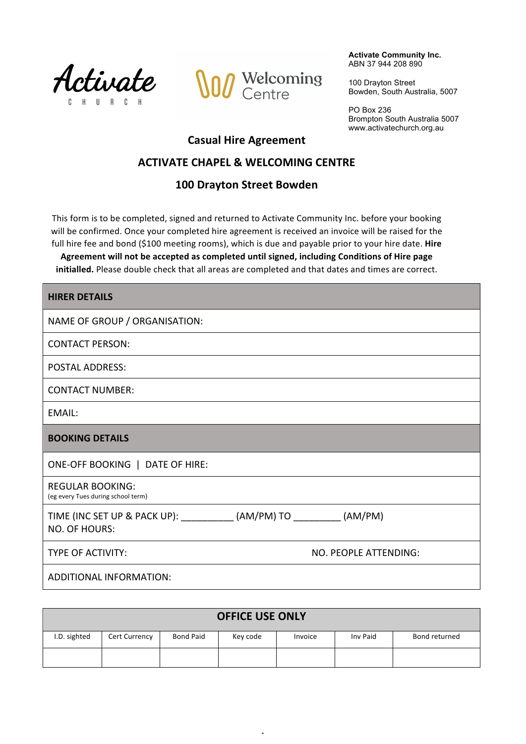Activate
CHURCH

Welcoming Centre

**Activate Community Inc.**
ABN 37 944 208 890

100 Drayton Street
Bowden, South Australia, 5007

PO Box 236
Brompton South Australia 5007
www.activatechurch.org.au

## Casual Hire Agreement

## ACTIVATE CHAPEL & WELCOMING CENTRE

## 100 Drayton Street Bowden

This form is to be completed, signed and returned to Activate Community Inc. before your booking will be confirmed. Once your completed hire agreement is received an invoice will be raised for the full hire fee and bond ($100 meeting rooms), which is due and payable prior to your hire date. **Hire Agreement will not be accepted as completed until signed, including Conditions of Hire page initialled.** Please double check that all areas are completed and that dates and times are correct.

| **HIRER DETAILS** | |
|---|---|
| NAME OF GROUP / ORGANISATION: | |
| CONTACT PERSON: | |
| POSTAL ADDRESS: | |
| CONTACT NUMBER: | |
| EMAIL: | |
| **BOOKING DETAILS** | |
| ONE-OFF BOOKING \| DATE OF HIRE: | |
| REGULAR BOOKING: (eg every Tues during school term) | |
| TIME (INC SET UP & PACK UP): __________ (AM/PM) TO _________ (AM/PM) NO. OF HOURS: | |
| TYPE OF ACTIVITY: | NO. PEOPLE ATTENDING: |
| ADDITIONAL INFORMATION: | |

| OFFICE USE ONLY | | | | | | |
|---|---|---|---|---|---|---|
| I.D. sighted | Cert Currency | Bond Paid | Key code | Invoice | Inv Paid | Bond returned |
| | | | | | | |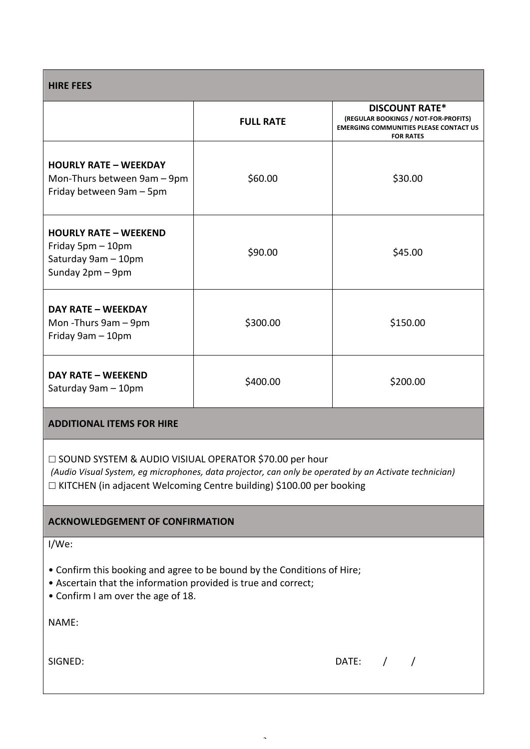## HIRE FEES

| | FULL RATE | DISCOUNT RATE* (REGULAR BOOKINGS / NOT-FOR-PROFITS) EMERGING COMMUNITIES PLEASE CONTACT US FOR RATES |
|---|---|---|
| **HOURLY RATE – WEEKDAY** Mon-Thurs between 9am – 9pm Friday between 9am – 5pm | $60.00 | $30.00 |
| **HOURLY RATE – WEEKEND** Friday 5pm – 10pm Saturday 9am – 10pm Sunday 2pm – 9pm | $90.00 | $45.00 |
| **DAY RATE – WEEKDAY** Mon -Thurs 9am – 9pm Friday 9am – 10pm | $300.00 | $150.00 |
| **DAY RATE – WEEKEND** Saturday 9am – 10pm | $400.00 | $200.00 |

## ADDITIONAL ITEMS FOR HIRE

☐ SOUND SYSTEM & AUDIO VISIUAL OPERATOR $70.00 per hour
*(Audio Visual System, eg microphones, data projector, can only be operated by an Activate technician)*
☐ KITCHEN (in adjacent Welcoming Centre building) $100.00 per booking

## ACKNOWLEDGEMENT OF CONFIRMATION

I/We:

- Confirm this booking and agree to be bound by the Conditions of Hire;
- Ascertain that the information provided is true and correct;
- Confirm I am over the age of 18.

NAME:

SIGNED: DATE: / /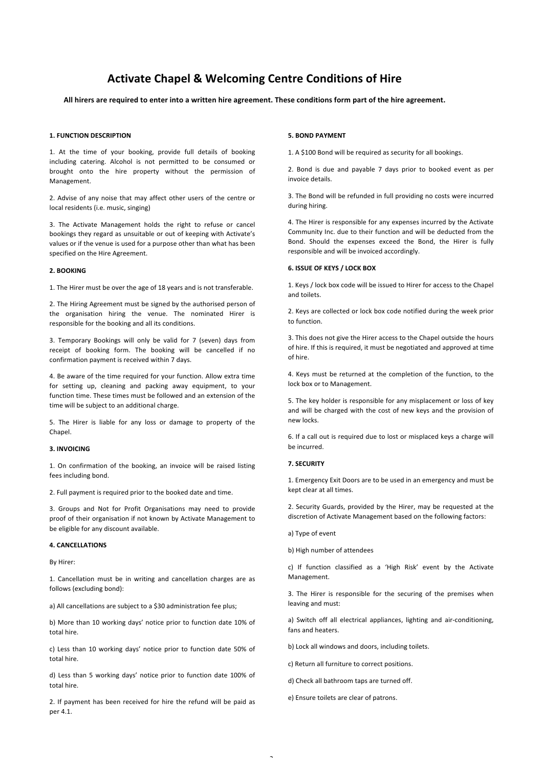# Activate Chapel & Welcoming Centre Conditions of Hire

**All hirers are required to enter into a written hire agreement. These conditions form part of the hire agreement.**

### 1. FUNCTION DESCRIPTION

1. At the time of your booking, provide full details of booking including catering. Alcohol is not permitted to be consumed or brought onto the hire property without the permission of Management.

2. Advise of any noise that may affect other users of the centre or local residents (i.e. music, singing)

3. The Activate Management holds the right to refuse or cancel bookings they regard as unsuitable or out of keeping with Activate's values or if the venue is used for a purpose other than what has been specified on the Hire Agreement.

### 2. BOOKING

1. The Hirer must be over the age of 18 years and is not transferable.

2. The Hiring Agreement must be signed by the authorised person of the organisation hiring the venue. The nominated Hirer is responsible for the booking and all its conditions.

3. Temporary Bookings will only be valid for 7 (seven) days from receipt of booking form. The booking will be cancelled if no confirmation payment is received within 7 days.

4. Be aware of the time required for your function. Allow extra time for setting up, cleaning and packing away equipment, to your function time. These times must be followed and an extension of the time will be subject to an additional charge.

5. The Hirer is liable for any loss or damage to property of the Chapel.

### 3. INVOICING

1. On confirmation of the booking, an invoice will be raised listing fees including bond.

2. Full payment is required prior to the booked date and time.

3. Groups and Not for Profit Organisations may need to provide proof of their organisation if not known by Activate Management to be eligible for any discount available.

### 4. CANCELLATIONS

By Hirer:

1. Cancellation must be in writing and cancellation charges are as follows (excluding bond):

a) All cancellations are subject to a $30 administration fee plus;

b) More than 10 working days' notice prior to function date 10% of total hire.

c) Less than 10 working days' notice prior to function date 50% of total hire.

d) Less than 5 working days' notice prior to function date 100% of total hire.

2. If payment has been received for hire the refund will be paid as per 4.1.

### 5. BOND PAYMENT

1. A $100 Bond will be required as security for all bookings.

2. Bond is due and payable 7 days prior to booked event as per invoice details.

3. The Bond will be refunded in full providing no costs were incurred during hiring.

4. The Hirer is responsible for any expenses incurred by the Activate Community Inc. due to their function and will be deducted from the Bond. Should the expenses exceed the Bond, the Hirer is fully responsible and will be invoiced accordingly.

### 6. ISSUE OF KEYS / LOCK BOX

1. Keys / lock box code will be issued to Hirer for access to the Chapel and toilets.

2. Keys are collected or lock box code notified during the week prior to function.

3. This does not give the Hirer access to the Chapel outside the hours of hire. If this is required, it must be negotiated and approved at time of hire.

4. Keys must be returned at the completion of the function, to the lock box or to Management.

5. The key holder is responsible for any misplacement or loss of key and will be charged with the cost of new keys and the provision of new locks.

6. If a call out is required due to lost or misplaced keys a charge will be incurred.

### 7. SECURITY

1. Emergency Exit Doors are to be used in an emergency and must be kept clear at all times.

2. Security Guards, provided by the Hirer, may be requested at the discretion of Activate Management based on the following factors:

a) Type of event

b) High number of attendees

c) If function classified as a 'High Risk' event by the Activate Management.

3. The Hirer is responsible for the securing of the premises when leaving and must:

a) Switch off all electrical appliances, lighting and air-conditioning, fans and heaters.

b) Lock all windows and doors, including toilets.

c) Return all furniture to correct positions.

d) Check all bathroom taps are turned off.

e) Ensure toilets are clear of patrons.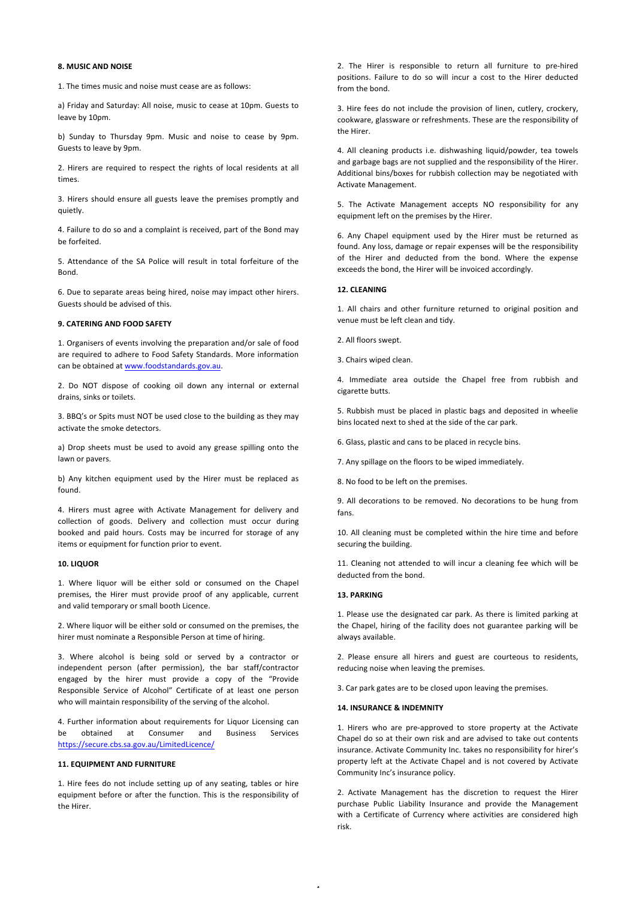**8. MUSIC AND NOISE**

1. The times music and noise must cease are as follows:

a) Friday and Saturday: All noise, music to cease at 10pm. Guests to leave by 10pm.

b) Sunday to Thursday 9pm. Music and noise to cease by 9pm. Guests to leave by 9pm.

2. Hirers are required to respect the rights of local residents at all times.

3. Hirers should ensure all guests leave the premises promptly and quietly.

4. Failure to do so and a complaint is received, part of the Bond may be forfeited.

5. Attendance of the SA Police will result in total forfeiture of the Bond.

6. Due to separate areas being hired, noise may impact other hirers. Guests should be advised of this.

**9. CATERING AND FOOD SAFETY**

1. Organisers of events involving the preparation and/or sale of food are required to adhere to Food Safety Standards. More information can be obtained at [www.foodstandards.gov.au](www.foodstandards.gov.au).

2. Do NOT dispose of cooking oil down any internal or external drains, sinks or toilets.

3. BBQ's or Spits must NOT be used close to the building as they may activate the smoke detectors.

a) Drop sheets must be used to avoid any grease spilling onto the lawn or pavers.

b) Any kitchen equipment used by the Hirer must be replaced as found.

4. Hirers must agree with Activate Management for delivery and collection of goods. Delivery and collection must occur during booked and paid hours. Costs may be incurred for storage of any items or equipment for function prior to event.

**10. LIQUOR**

1. Where liquor will be either sold or consumed on the Chapel premises, the Hirer must provide proof of any applicable, current and valid temporary or small booth Licence.

2. Where liquor will be either sold or consumed on the premises, the hirer must nominate a Responsible Person at time of hiring.

3. Where alcohol is being sold or served by a contractor or independent person (after permission), the bar staff/contractor engaged by the hirer must provide a copy of the "Provide Responsible Service of Alcohol" Certificate of at least one person who will maintain responsibility of the serving of the alcohol.

4. Further information about requirements for Liquor Licensing can be obtained at Consumer and Business Services [https://secure.cbs.sa.gov.au/LimitedLicence/](https://secure.cbs.sa.gov.au/LimitedLicence/)

**11. EQUIPMENT AND FURNITURE**

1. Hire fees do not include setting up of any seating, tables or hire equipment before or after the function. This is the responsibility of the Hirer.

2. The Hirer is responsible to return all furniture to pre-hired positions. Failure to do so will incur a cost to the Hirer deducted from the bond.

3. Hire fees do not include the provision of linen, cutlery, crockery, cookware, glassware or refreshments. These are the responsibility of the Hirer.

4. All cleaning products i.e. dishwashing liquid/powder, tea towels and garbage bags are not supplied and the responsibility of the Hirer. Additional bins/boxes for rubbish collection may be negotiated with Activate Management.

5. The Activate Management accepts NO responsibility for any equipment left on the premises by the Hirer.

6. Any Chapel equipment used by the Hirer must be returned as found. Any loss, damage or repair expenses will be the responsibility of the Hirer and deducted from the bond. Where the expense exceeds the bond, the Hirer will be invoiced accordingly.

**12. CLEANING**

1. All chairs and other furniture returned to original position and venue must be left clean and tidy.

2. All floors swept.

3. Chairs wiped clean.

4. Immediate area outside the Chapel free from rubbish and cigarette butts.

5. Rubbish must be placed in plastic bags and deposited in wheelie bins located next to shed at the side of the car park.

6. Glass, plastic and cans to be placed in recycle bins.

7. Any spillage on the floors to be wiped immediately.

8. No food to be left on the premises.

9. All decorations to be removed. No decorations to be hung from fans.

10. All cleaning must be completed within the hire time and before securing the building.

11. Cleaning not attended to will incur a cleaning fee which will be deducted from the bond.

**13. PARKING**

1. Please use the designated car park. As there is limited parking at the Chapel, hiring of the facility does not guarantee parking will be always available.

2. Please ensure all hirers and guest are courteous to residents, reducing noise when leaving the premises.

3. Car park gates are to be closed upon leaving the premises.

**14. INSURANCE & INDEMNITY**

1. Hirers who are pre-approved to store property at the Activate Chapel do so at their own risk and are advised to take out contents insurance. Activate Community Inc. takes no responsibility for hirer's property left at the Activate Chapel and is not covered by Activate Community Inc's insurance policy.

2. Activate Management has the discretion to request the Hirer purchase Public Liability Insurance and provide the Management with a Certificate of Currency where activities are considered high risk.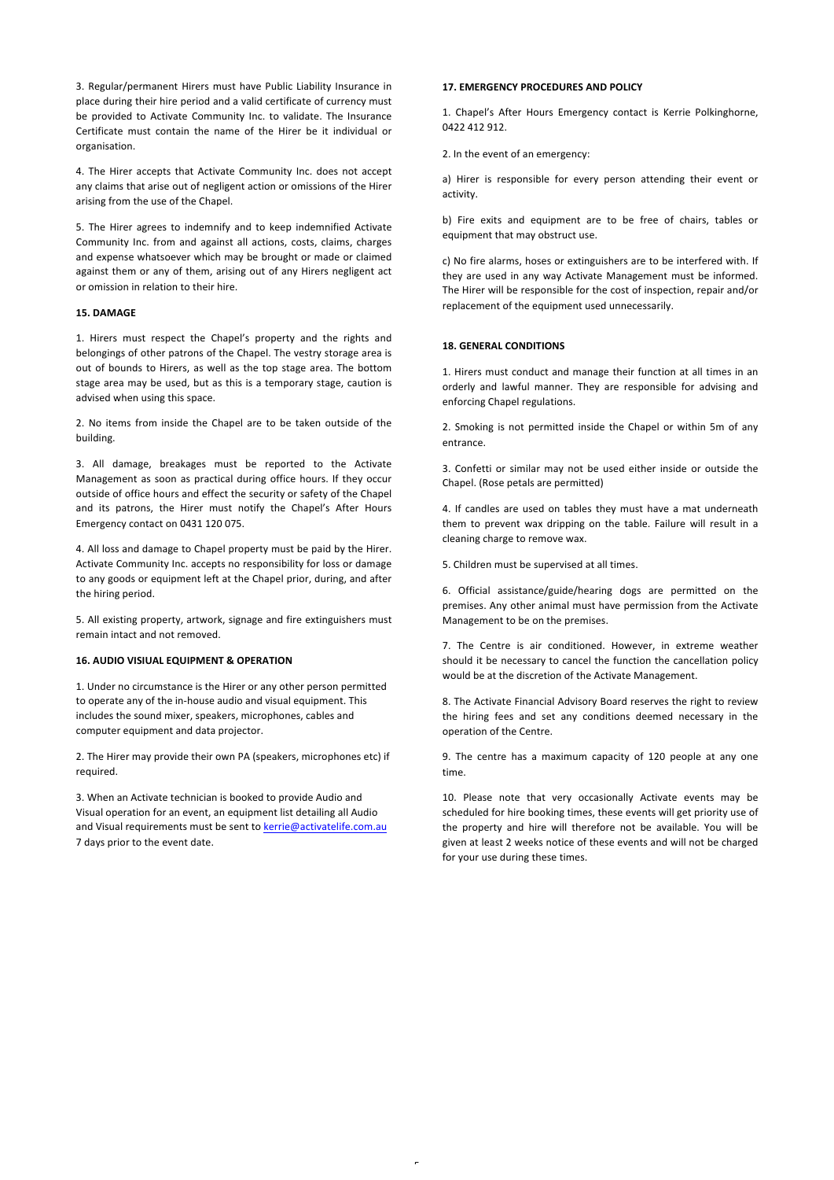3. Regular/permanent Hirers must have Public Liability Insurance in place during their hire period and a valid certificate of currency must be provided to Activate Community Inc. to validate. The Insurance Certificate must contain the name of the Hirer be it individual or organisation.

4. The Hirer accepts that Activate Community Inc. does not accept any claims that arise out of negligent action or omissions of the Hirer arising from the use of the Chapel.

5. The Hirer agrees to indemnify and to keep indemnified Activate Community Inc. from and against all actions, costs, claims, charges and expense whatsoever which may be brought or made or claimed against them or any of them, arising out of any Hirers negligent act or omission in relation to their hire.

**15. DAMAGE**

1. Hirers must respect the Chapel's property and the rights and belongings of other patrons of the Chapel. The vestry storage area is out of bounds to Hirers, as well as the top stage area. The bottom stage area may be used, but as this is a temporary stage, caution is advised when using this space.

2. No items from inside the Chapel are to be taken outside of the building.

3. All damage, breakages must be reported to the Activate Management as soon as practical during office hours. If they occur outside of office hours and effect the security or safety of the Chapel and its patrons, the Hirer must notify the Chapel's After Hours Emergency contact on 0431 120 075.

4. All loss and damage to Chapel property must be paid by the Hirer. Activate Community Inc. accepts no responsibility for loss or damage to any goods or equipment left at the Chapel prior, during, and after the hiring period.

5. All existing property, artwork, signage and fire extinguishers must remain intact and not removed.

**16. AUDIO VISUAL EQUIPMENT & OPERATION**

1. Under no circumstance is the Hirer or any other person permitted to operate any of the in-house audio and visual equipment. This includes the sound mixer, speakers, microphones, cables and computer equipment and data projector.

2. The Hirer may provide their own PA (speakers, microphones etc) if required.

3. When an Activate technician is booked to provide Audio and Visual operation for an event, an equipment list detailing all Audio and Visual requirements must be sent to kerrie@activatelife.com.au 7 days prior to the event date.

**17. EMERGENCY PROCEDURES AND POLICY**

1. Chapel's After Hours Emergency contact is Kerrie Polkinghorne, 0422 412 912.

2. In the event of an emergency:

a) Hirer is responsible for every person attending their event or activity.

b) Fire exits and equipment are to be free of chairs, tables or equipment that may obstruct use.

c) No fire alarms, hoses or extinguishers are to be interfered with. If they are used in any way Activate Management must be informed. The Hirer will be responsible for the cost of inspection, repair and/or replacement of the equipment used unnecessarily.

**18. GENERAL CONDITIONS**

1. Hirers must conduct and manage their function at all times in an orderly and lawful manner. They are responsible for advising and enforcing Chapel regulations.

2. Smoking is not permitted inside the Chapel or within 5m of any entrance.

3. Confetti or similar may not be used either inside or outside the Chapel. (Rose petals are permitted)

4. If candles are used on tables they must have a mat underneath them to prevent wax dripping on the table. Failure will result in a cleaning charge to remove wax.

5. Children must be supervised at all times.

6. Official assistance/guide/hearing dogs are permitted on the premises. Any other animal must have permission from the Activate Management to be on the premises.

7. The Centre is air conditioned. However, in extreme weather should it be necessary to cancel the function the cancellation policy would be at the discretion of the Activate Management.

8. The Activate Financial Advisory Board reserves the right to review the hiring fees and set any conditions deemed necessary in the operation of the Centre.

9. The centre has a maximum capacity of 120 people at any one time.

10. Please note that very occasionally Activate events may be scheduled for hire booking times, these events will get priority use of the property and hire will therefore not be available. You will be given at least 2 weeks notice of these events and will not be charged for your use during these times.